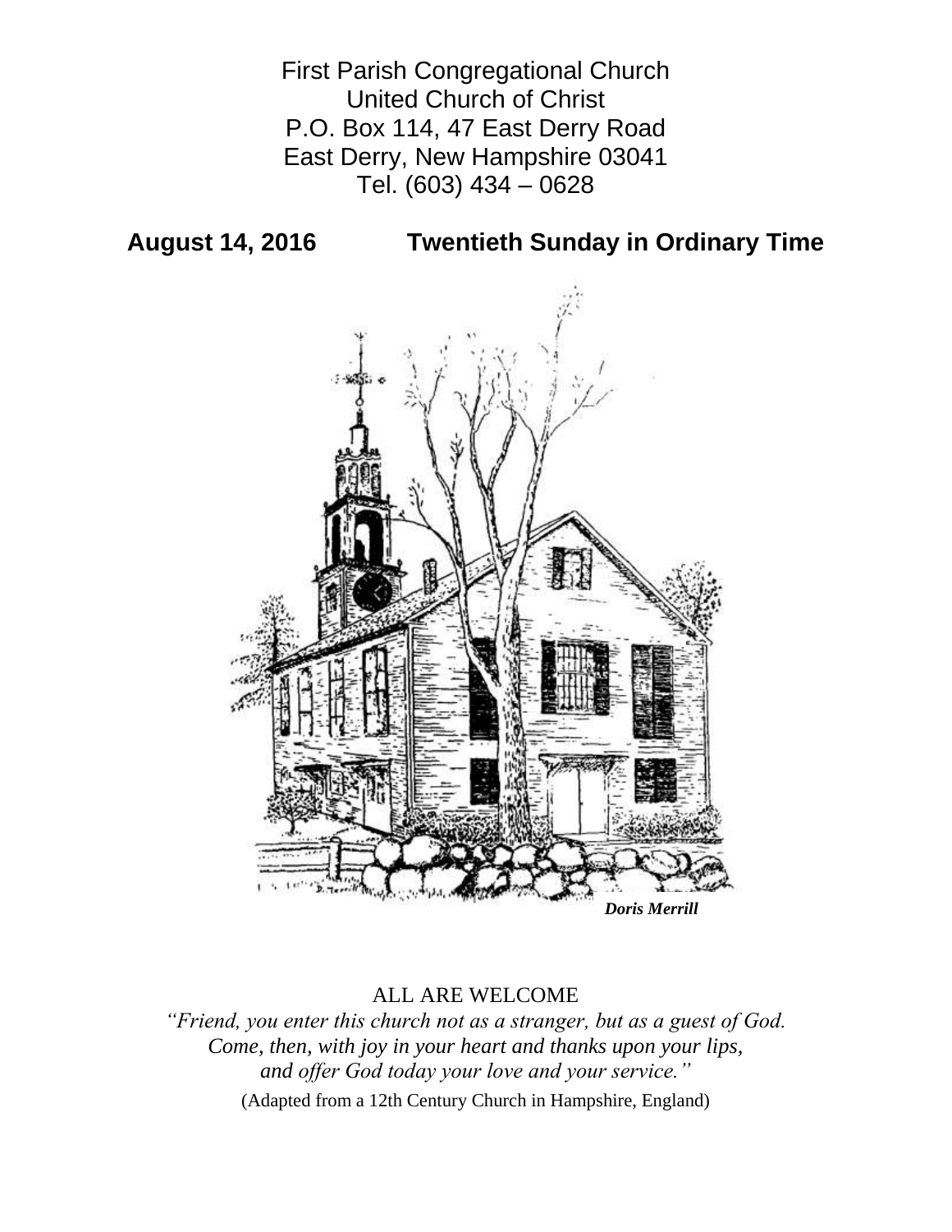First Parish Congregational Church
United Church of Christ
P.O. Box 114, 47 East Derry Road
East Derry, New Hampshire 03041
Tel. (603) 434 – 0628

**August 14, 2016 Twentieth Sunday in Ordinary Time**

***Doris Merrill***

ALL ARE WELCOME

*"Friend, you enter this church not as a stranger, but as a guest of God.*
*Come, then, with joy in your heart and thanks upon your lips,*
*and offer God today your love and your service."*

(Adapted from a 12th Century Church in Hampshire, England)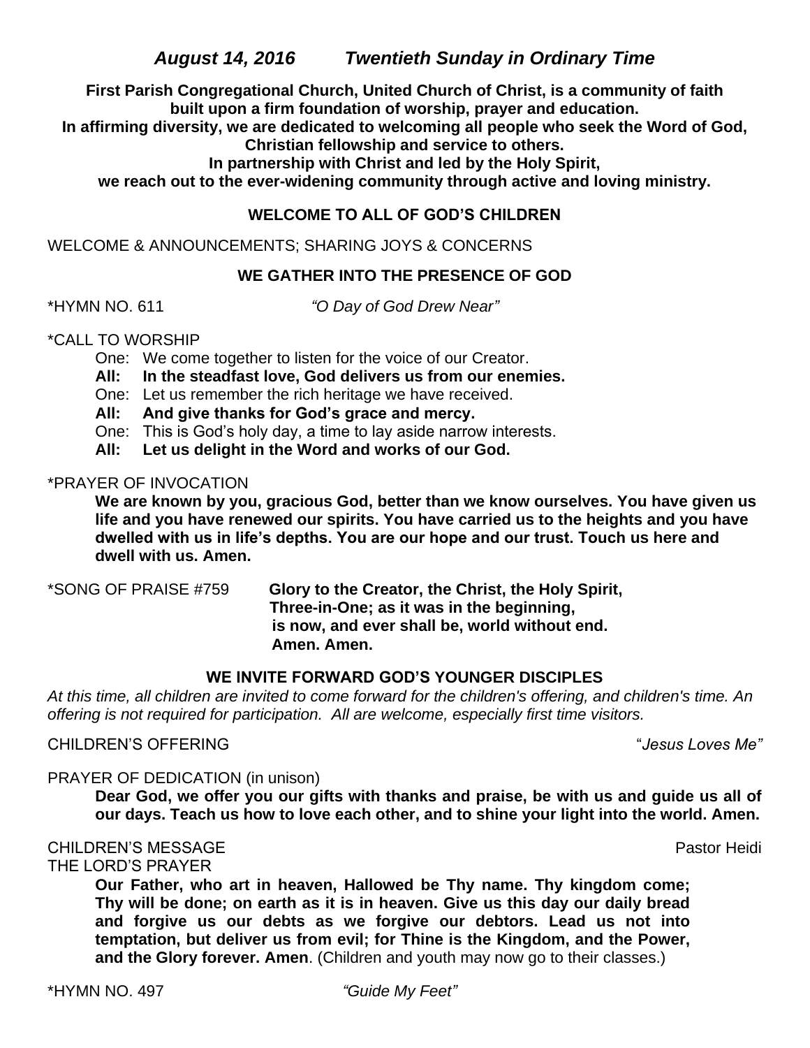## *August 14, 2016 Twentieth Sunday in Ordinary Time*

**First Parish Congregational Church, United Church of Christ, is a community of faith built upon a firm foundation of worship, prayer and education. In affirming diversity, we are dedicated to welcoming all people who seek the Word of God, Christian fellowship and service to others. In partnership with Christ and led by the Holy Spirit, we reach out to the ever-widening community through active and loving ministry.**

### WELCOME TO ALL OF GOD'S CHILDREN

WELCOME & ANNOUNCEMENTS; SHARING JOYS & CONCERNS

### WE GATHER INTO THE PRESENCE OF GOD

*HYMN NO. 611 *"O Day of God Drew Near"*

*CALL TO WORSHIP

One: We come together to listen for the voice of our Creator.
**All: In the steadfast love, God delivers us from our enemies.**
One: Let us remember the rich heritage we have received.
**All: And give thanks for God's grace and mercy.**
One: This is God's holy day, a time to lay aside narrow interests.
**All: Let us delight in the Word and works of our God.**

*PRAYER OF INVOCATION

**We are known by you, gracious God, better than we know ourselves. You have given us life and you have renewed our spirits. You have carried us to the heights and you have dwelled with us in life's depths. You are our hope and our trust. Touch us here and dwell with us. Amen.**

*SONG OF PRAISE #759 **Glory to the Creator, the Christ, the Holy Spirit, Three-in-One; as it was in the beginning, is now, and ever shall be, world without end. Amen. Amen.**

### WE INVITE FORWARD GOD'S YOUNGER DISCIPLES

*At this time, all children are invited to come forward for the children's offering, and children's time. An offering is not required for participation. All are welcome, especially first time visitors.*

CHILDREN'S OFFERING "*Jesus Loves Me"*

PRAYER OF DEDICATION (in unison)

**Dear God, we offer you our gifts with thanks and praise, be with us and guide us all of our days. Teach us how to love each other, and to shine your light into the world. Amen.**

CHILDREN'S MESSAGE Pastor Heidi

THE LORD'S PRAYER

**Our Father, who art in heaven, Hallowed be Thy name. Thy kingdom come; Thy will be done; on earth as it is in heaven. Give us this day our daily bread and forgive us our debts as we forgive our debtors. Lead us not into temptation, but deliver us from evil; for Thine is the Kingdom, and the Power, and the Glory forever. Amen**. (Children and youth may now go to their classes.)

*HYMN NO. 497 *"Guide My Feet"*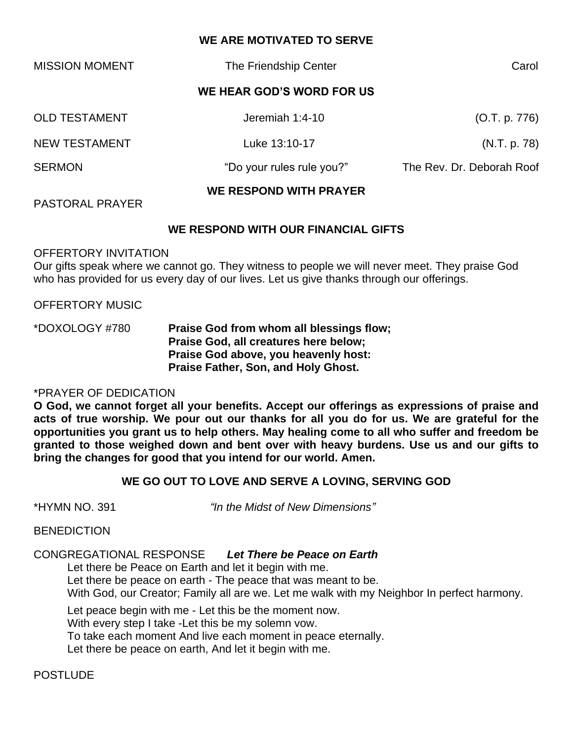## WE ARE MOTIVATED TO SERVE

MISSION MOMENT — The Friendship Center — Carol

## WE HEAR GOD'S WORD FOR US

OLD TESTAMENT — Jeremiah 1:4-10 — (O.T. p. 776)

NEW TESTAMENT — Luke 13:10-17 — (N.T. p. 78)

SERMON — "Do your rules rule you?" — The Rev. Dr. Deborah Roof

## WE RESPOND WITH PRAYER

PASTORAL PRAYER

## WE RESPOND WITH OUR FINANCIAL GIFTS

OFFERTORY INVITATION

Our gifts speak where we cannot go. They witness to people we will never meet. They praise God who has provided for us every day of our lives. Let us give thanks through our offerings.

OFFERTORY MUSIC

*DOXOLOGY #780

**Praise God from whom all blessings flow;**
**Praise God, all creatures here below;**
**Praise God above, you heavenly host:**
**Praise Father, Son, and Holy Ghost.**

*PRAYER OF DEDICATION

**O God, we cannot forget all your benefits. Accept our offerings as expressions of praise and acts of true worship. We pour out our thanks for all you do for us. We are grateful for the opportunities you grant us to help others. May healing come to all who suffer and freedom be granted to those weighed down and bent over with heavy burdens. Use us and our gifts to bring the changes for good that you intend for our world. Amen.**

## WE GO OUT TO LOVE AND SERVE A LOVING, SERVING GOD

*HYMN NO. 391 — *"In the Midst of New Dimensions"*

BENEDICTION

CONGREGATIONAL RESPONSE ***Let There be Peace on Earth***

Let there be Peace on Earth and let it begin with me.
Let there be peace on earth - The peace that was meant to be.
With God, our Creator; Family all are we. Let me walk with my Neighbor In perfect harmony.

Let peace begin with me - Let this be the moment now.
With every step I take -Let this be my solemn vow.
To take each moment And live each moment in peace eternally.
Let there be peace on earth, And let it begin with me.

POSTLUDE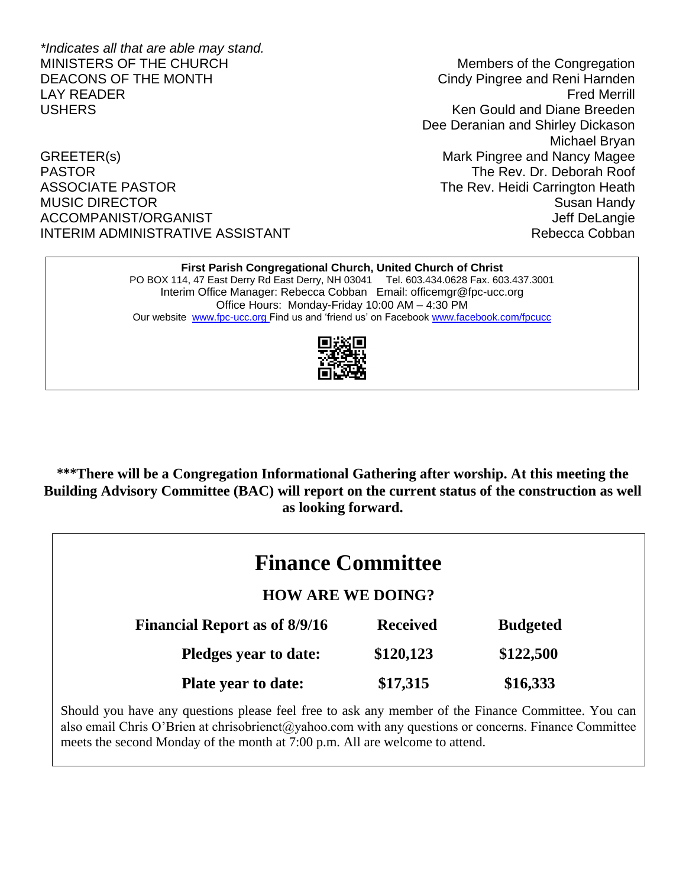*Indicates all that are able may stand.*

| | |
|---|---|
| MINISTERS OF THE CHURCH | Members of the Congregation |
| DEACONS OF THE MONTH | Cindy Pingree and Reni Harnden |
| LAY READER | Fred Merrill |
| USHERS | Ken Gould and Diane Breeden |
| | Dee Deranian and Shirley Dickason |
| | Michael Bryan |
| GREETER(s) | Mark Pingree and Nancy Magee |
| PASTOR | The Rev. Dr. Deborah Roof |
| ASSOCIATE PASTOR | The Rev. Heidi Carrington Heath |
| MUSIC DIRECTOR | Susan Handy |
| ACCOMPANIST/ORGANIST | Jeff DeLangie |
| INTERIM ADMINISTRATIVE ASSISTANT | Rebecca Cobban |

**First Parish Congregational Church, United Church of Christ**
PO BOX 114, 47 East Derry Rd East Derry, NH 03041 Tel. 603.434.0628 Fax. 603.437.3001
Interim Office Manager: Rebecca Cobban Email: officemgr@fpc-ucc.org
Office Hours: Monday-Friday 10:00 AM – 4:30 PM
Our website www.fpc-ucc.org Find us and 'friend us' on Facebook www.facebook.com/fpcucc

**\*\*\*There will be a Congregation Informational Gathering after worship. At this meeting the Building Advisory Committee (BAC) will report on the current status of the construction as well as looking forward.**

# Finance Committee

## HOW ARE WE DOING?

| Financial Report as of 8/9/16 | Received | Budgeted |
|---|---|---|
| Pledges year to date: | $120,123 | $122,500 |
| Plate year to date: | $17,315 | $16,333 |

Should you have any questions please feel free to ask any member of the Finance Committee. You can also email Chris O'Brien at chrisobrienct@yahoo.com with any questions or concerns. Finance Committee meets the second Monday of the month at 7:00 p.m. All are welcome to attend.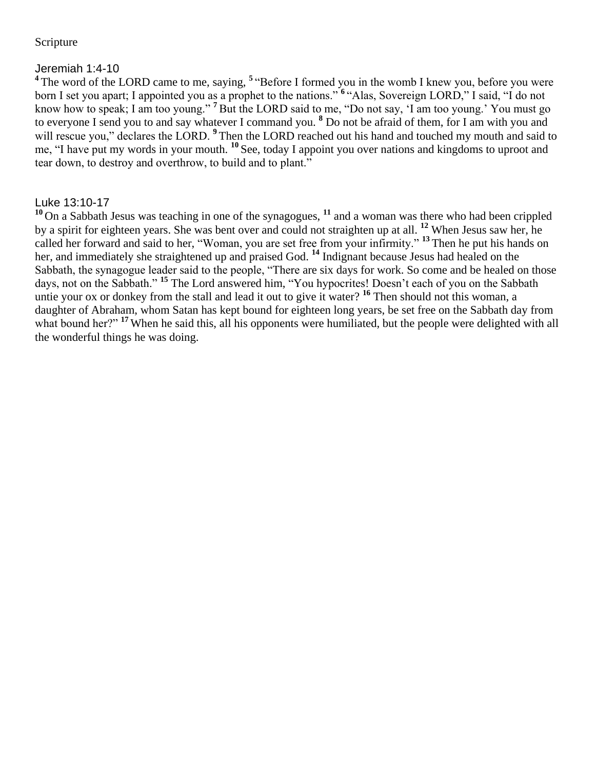Scripture

## Jeremiah 1:4-10

[4] The word of the LORD came to me, saying, [5] "Before I formed you in the womb I knew you, before you were born I set you apart; I appointed you as a prophet to the nations." [6] "Alas, Sovereign LORD," I said, "I do not know how to speak; I am too young." [7] But the LORD said to me, "Do not say, 'I am too young.' You must go to everyone I send you to and say whatever I command you. [8] Do not be afraid of them, for I am with you and will rescue you," declares the LORD. [9] Then the LORD reached out his hand and touched my mouth and said to me, "I have put my words in your mouth. [10] See, today I appoint you over nations and kingdoms to uproot and tear down, to destroy and overthrow, to build and to plant."

## Luke 13:10-17

[10] On a Sabbath Jesus was teaching in one of the synagogues, [11] and a woman was there who had been crippled by a spirit for eighteen years. She was bent over and could not straighten up at all. [12] When Jesus saw her, he called her forward and said to her, "Woman, you are set free from your infirmity." [13] Then he put his hands on her, and immediately she straightened up and praised God. [14] Indignant because Jesus had healed on the Sabbath, the synagogue leader said to the people, "There are six days for work. So come and be healed on those days, not on the Sabbath." [15] The Lord answered him, "You hypocrites! Doesn't each of you on the Sabbath untie your ox or donkey from the stall and lead it out to give it water? [16] Then should not this woman, a daughter of Abraham, whom Satan has kept bound for eighteen long years, be set free on the Sabbath day from what bound her?" [17] When he said this, all his opponents were humiliated, but the people were delighted with all the wonderful things he was doing.